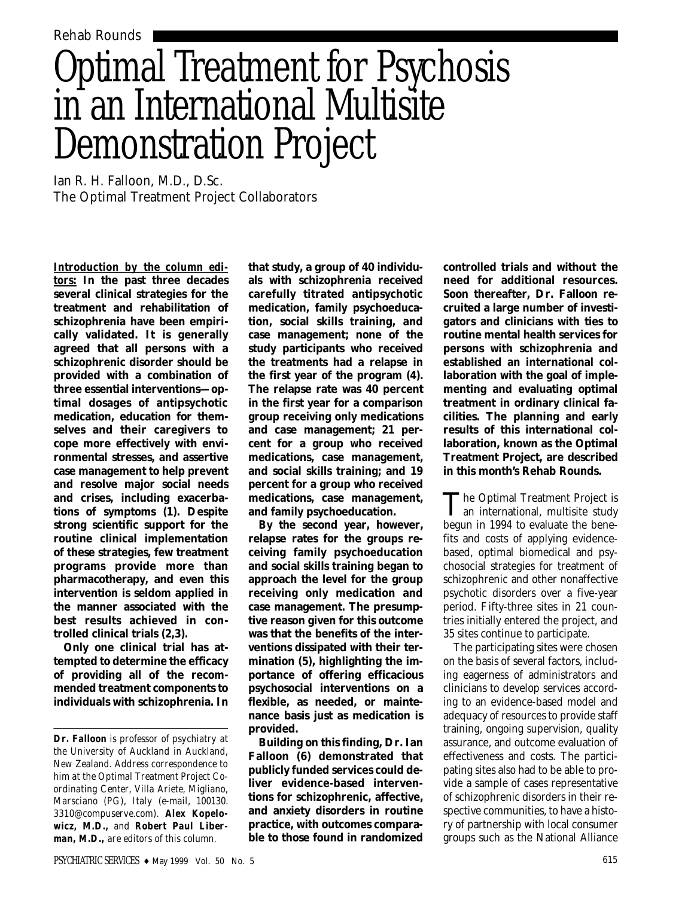Rehab Rounds

# Optimal Treatment for Psychosis in an International Multisite Demonstration Project

Ian R. H. Falloon, M.D., D.Sc.
The Optimal Treatment Project Collaborators

**Introduction by the column editors: In the past three decades several clinical strategies for the treatment and rehabilitation of schizophrenia have been empirically validated. It is generally agreed that all persons with a schizophrenic disorder should be provided with a combination of three essential interventions—optimal dosages of antipsychotic medication, education for themselves and their caregivers to cope more effectively with environmental stresses, and assertive case management to help prevent and resolve major social needs and crises, including exacerbations of symptoms (1). Despite strong scientific support for the routine clinical implementation of these strategies, few treatment programs provide more than pharmacotherapy, and even this intervention is seldom applied in the manner associated with the best results achieved in controlled clinical trials (2,3).**

**Only one clinical trial has attempted to determine the efficacy of providing all of the recommended treatment components to individuals with schizophrenia. In that study, a group of 40 individuals with schizophrenia received carefully titrated antipsychotic medication, family psychoeducation, social skills training, and case management; none of the study participants who received the treatments had a relapse in the first year of the program (4). The relapse rate was 40 percent in the first year for a comparison group receiving only medications and case management; 21 percent for a group who received medications, case management, and social skills training; and 19 percent for a group who received medications, case management, and family psychoeducation.**

**By the second year, however, relapse rates for the groups receiving family psychoeducation and social skills training began to approach the level for the group receiving only medication and case management. The presumptive reason given for this outcome was that the benefits of the interventions dissipated with their termination (5), highlighting the importance of offering efficacious psychosocial interventions on a flexible, as needed, or maintenance basis just as medication is provided.**

**Building on this finding, Dr. Ian Falloon (6) demonstrated that publicly funded services could deliver evidence-based interventions for schizophrenic, affective, and anxiety disorders in routine practice, with outcomes comparable to those found in randomized controlled trials and without the need for additional resources. Soon thereafter, Dr. Falloon recruited a large number of investigators and clinicians with ties to routine mental health services for persons with schizophrenia and established an international collaboration with the goal of implementing and evaluating optimal treatment in ordinary clinical facilities. The planning and early results of this international collaboration, known as the Optimal Treatment Project, are described in this month's Rehab Rounds.**

The Optimal Treatment Project is an international, multisite study begun in 1994 to evaluate the benefits and costs of applying evidence-based, optimal biomedical and psychosocial strategies for treatment of schizophrenic and other nonaffective psychotic disorders over a five-year period. Fifty-three sites in 21 countries initially entered the project, and 35 sites continue to participate.

The participating sites were chosen on the basis of several factors, including eagerness of administrators and clinicians to develop services according to an evidence-based model and adequacy of resources to provide staff training, ongoing supervision, quality assurance, and outcome evaluation of effectiveness and costs. The participating sites also had to be able to provide a sample of cases representative of schizophrenic disorders in their respective communities, to have a history of partnership with local consumer groups such as the National Alliance

---

*Dr. Falloon is professor of psychiatry at the University of Auckland in Auckland, New Zealand. Address correspondence to him at the Optimal Treatment Project Coordinating Center, Villa Ariete, Migliano, Marsciano (PG), Italy (e-mail, 100130.3310@compuserve.com).* ***Alex Kopelowicz, M.D.,*** *and* ***Robert Paul Liberman, M.D.,*** *are editors of this column.*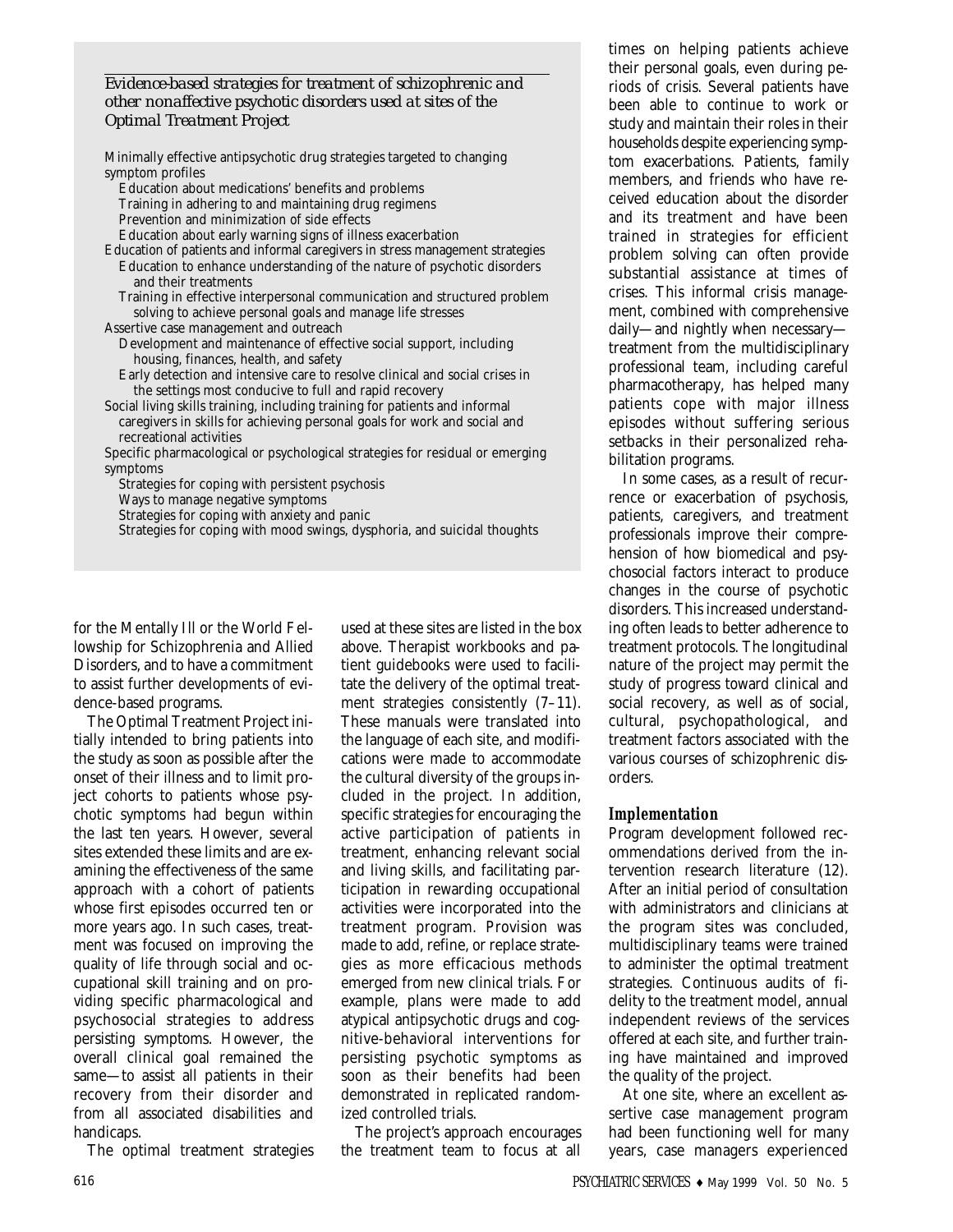*Evidence-based strategies for treatment of schizophrenic and other nonaffective psychotic disorders used at sites of the Optimal Treatment Project*

- Minimally effective antipsychotic drug strategies targeted to changing symptom profiles
  - Education about medications' benefits and problems
  - Training in adhering to and maintaining drug regimens
  - Prevention and minimization of side effects
  - Education about early warning signs of illness exacerbation
- Education of patients and informal caregivers in stress management strategies
  - Education to enhance understanding of the nature of psychotic disorders and their treatments
  - Training in effective interpersonal communication and structured problem solving to achieve personal goals and manage life stresses
- Assertive case management and outreach
  - Development and maintenance of effective social support, including housing, finances, health, and safety
  - Early detection and intensive care to resolve clinical and social crises in the settings most conducive to full and rapid recovery
- Social living skills training, including training for patients and informal caregivers in skills for achieving personal goals for work and social and recreational activities
- Specific pharmacological or psychological strategies for residual or emerging symptoms
  - Strategies for coping with persistent psychosis
  - Ways to manage negative symptoms
  - Strategies for coping with anxiety and panic
  - Strategies for coping with mood swings, dysphoria, and suicidal thoughts

for the Mentally Ill or the World Fellowship for Schizophrenia and Allied Disorders, and to have a commitment to assist further developments of evidence-based programs.

The Optimal Treatment Project initially intended to bring patients into the study as soon as possible after the onset of their illness and to limit project cohorts to patients whose psychotic symptoms had begun within the last ten years. However, several sites extended these limits and are examining the effectiveness of the same approach with a cohort of patients whose first episodes occurred ten or more years ago. In such cases, treatment was focused on improving the quality of life through social and occupational skill training and on providing specific pharmacological and psychosocial strategies to address persisting symptoms. However, the overall clinical goal remained the same—to assist all patients in their recovery from their disorder and from all associated disabilities and handicaps.

The optimal treatment strategies used at these sites are listed in the box above. Therapist workbooks and patient guidebooks were used to facilitate the delivery of the optimal treatment strategies consistently (7–11). These manuals were translated into the language of each site, and modifications were made to accommodate the cultural diversity of the groups included in the project. In addition, specific strategies for encouraging the active participation of patients in treatment, enhancing relevant social and living skills, and facilitating participation in rewarding occupational activities were incorporated into the treatment program. Provision was made to add, refine, or replace strategies as more efficacious methods emerged from new clinical trials. For example, plans were made to add atypical antipsychotic drugs and cognitive-behavioral interventions for persisting psychotic symptoms as soon as their benefits had been demonstrated in replicated randomized controlled trials.

The project's approach encourages the treatment team to focus at all times on helping patients achieve their personal goals, even during periods of crisis. Several patients have been able to continue to work or study and maintain their roles in their households despite experiencing symptom exacerbations. Patients, family members, and friends who have received education about the disorder and its treatment and have been trained in strategies for efficient problem solving can often provide substantial assistance at times of crises. This informal crisis management, combined with comprehensive daily—and nightly when necessary—treatment from the multidisciplinary professional team, including careful pharmacotherapy, has helped many patients cope with major illness episodes without suffering serious setbacks in their personalized rehabilitation programs.

In some cases, as a result of recurrence or exacerbation of psychosis, patients, caregivers, and treatment professionals improve their comprehension of how biomedical and psychosocial factors interact to produce changes in the course of psychotic disorders. This increased understanding often leads to better adherence to treatment protocols. The longitudinal nature of the project may permit the study of progress toward clinical and social recovery, as well as of social, cultural, psychopathological, and treatment factors associated with the various courses of schizophrenic disorders.

## Implementation

Program development followed recommendations derived from the intervention research literature (12). After an initial period of consultation with administrators and clinicians at the program sites was concluded, multidisciplinary teams were trained to administer the optimal treatment strategies. Continuous audits of fidelity to the treatment model, annual independent reviews of the services offered at each site, and further training have maintained and improved the quality of the project.

At one site, where an excellent assertive case management program had been functioning well for many years, case managers experienced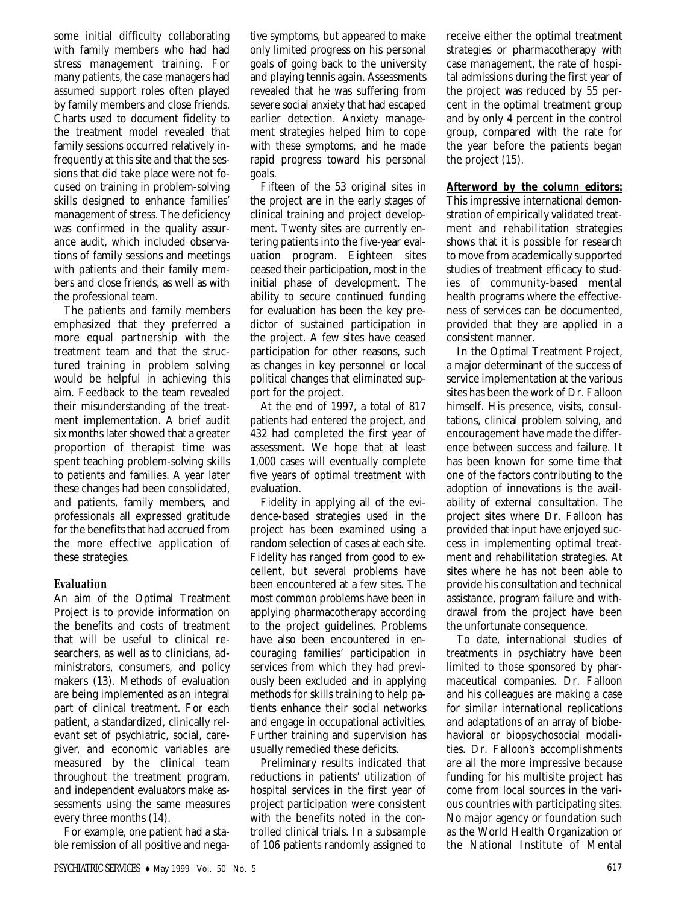some initial difficulty collaborating with family members who had had stress management training. For many patients, the case managers had assumed support roles often played by family members and close friends. Charts used to document fidelity to the treatment model revealed that family sessions occurred relatively infrequently at this site and that the sessions that did take place were not focused on training in problem-solving skills designed to enhance families' management of stress. The deficiency was confirmed in the quality assurance audit, which included observations of family sessions and meetings with patients and their family members and close friends, as well as with the professional team.

The patients and family members emphasized that they preferred a more equal partnership with the treatment team and that the structured training in problem solving would be helpful in achieving this aim. Feedback to the team revealed their misunderstanding of the treatment implementation. A brief audit six months later showed that a greater proportion of therapist time was spent teaching problem-solving skills to patients and families. A year later these changes had been consolidated, and patients, family members, and professionals all expressed gratitude for the benefits that had accrued from the more effective application of these strategies.

## Evaluation

An aim of the Optimal Treatment Project is to provide information on the benefits and costs of treatment that will be useful to clinical researchers, as well as to clinicians, administrators, consumers, and policy makers (13). Methods of evaluation are being implemented as an integral part of clinical treatment. For each patient, a standardized, clinically relevant set of psychiatric, social, caregiver, and economic variables are measured by the clinical team throughout the treatment program, and independent evaluators make assessments using the same measures every three months (14).

For example, one patient had a stable remission of all positive and negative symptoms, but appeared to make only limited progress on his personal goals of going back to the university and playing tennis again. Assessments revealed that he was suffering from severe social anxiety that had escaped earlier detection. Anxiety management strategies helped him to cope with these symptoms, and he made rapid progress toward his personal goals.

Fifteen of the 53 original sites in the project are in the early stages of clinical training and project development. Twenty sites are currently entering patients into the five-year evaluation program. Eighteen sites ceased their participation, most in the initial phase of development. The ability to secure continued funding for evaluation has been the key predictor of sustained participation in the project. A few sites have ceased participation for other reasons, such as changes in key personnel or local political changes that eliminated support for the project.

At the end of 1997, a total of 817 patients had entered the project, and 432 had completed the first year of assessment. We hope that at least 1,000 cases will eventually complete five years of optimal treatment with evaluation.

Fidelity in applying all of the evidence-based strategies used in the project has been examined using a random selection of cases at each site. Fidelity has ranged from good to excellent, but several problems have been encountered at a few sites. The most common problems have been in applying pharmacotherapy according to the project guidelines. Problems have also been encountered in encouraging families' participation in services from which they had previously been excluded and in applying methods for skills training to help patients enhance their social networks and engage in occupational activities. Further training and supervision has usually remedied these deficits.

Preliminary results indicated that reductions in patients' utilization of hospital services in the first year of project participation were consistent with the benefits noted in the controlled clinical trials. In a subsample of 106 patients randomly assigned to receive either the optimal treatment strategies or pharmacotherapy with case management, the rate of hospital admissions during the first year of the project was reduced by 55 percent in the optimal treatment group and by only 4 percent in the control group, compared with the rate for the year before the patients began the project (15).

**Afterword by the column editors:** This impressive international demonstration of empirically validated treatment and rehabilitation strategies shows that it is possible for research to move from academically supported studies of treatment efficacy to studies of community-based mental health programs where the effectiveness of services can be documented, provided that they are applied in a consistent manner.

In the Optimal Treatment Project, a major determinant of the success of service implementation at the various sites has been the work of Dr. Falloon himself. His presence, visits, consultations, clinical problem solving, and encouragement have made the difference between success and failure. It has been known for some time that one of the factors contributing to the adoption of innovations is the availability of external consultation. The project sites where Dr. Falloon has provided that input have enjoyed success in implementing optimal treatment and rehabilitation strategies. At sites where he has not been able to provide his consultation and technical assistance, program failure and withdrawal from the project have been the unfortunate consequence.

To date, international studies of treatments in psychiatry have been limited to those sponsored by pharmaceutical companies. Dr. Falloon and his colleagues are making a case for similar international replications and adaptations of an array of biobehavioral or biopsychosocial modalities. Dr. Falloon's accomplishments are all the more impressive because funding for his multisite project has come from local sources in the various countries with participating sites. No major agency or foundation such as the World Health Organization or the National Institute of Mental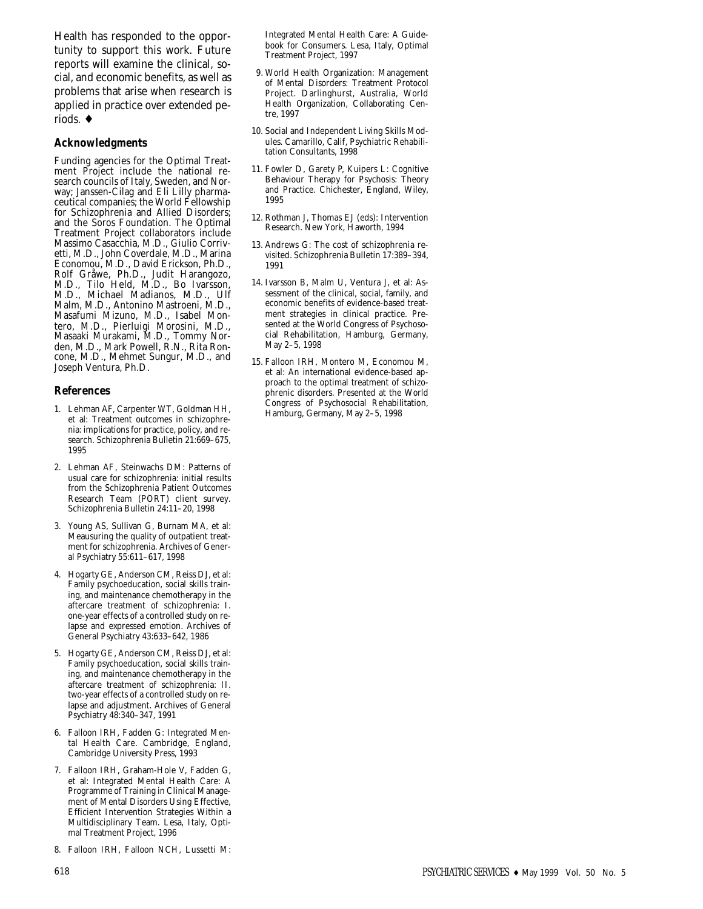Health has responded to the opportunity to support this work. Future reports will examine the clinical, social, and economic benefits, as well as problems that arise when research is applied in practice over extended periods. ♦

## Acknowledgments

Funding agencies for the Optimal Treatment Project include the national research councils of Italy, Sweden, and Norway; Janssen-Cilag and Eli Lilly pharmaceutical companies; the World Fellowship for Schizophrenia and Allied Disorders; and the Soros Foundation. The Optimal Treatment Project collaborators include Massimo Casacchia, M.D., Giulio Corrivetti, M.D., John Coverdale, M.D., Marina Economou, M.D., David Erickson, Ph.D., Rolf Gråwe, Ph.D., Judit Harangozo, M.D., Tilo Held, M.D., Bo Ivarsson, M.D., Michael Madianos, M.D., Ulf Malm, M.D., Antonino Mastroeni, M.D., Masafumi Mizuno, M.D., Isabel Montero, M.D., Pierluigi Morosini, M.D., Masaaki Murakami, M.D., Tommy Norden, M.D., Mark Powell, R.N., Rita Roncone, M.D., Mehmet Sungur, M.D., and Joseph Ventura, Ph.D.

## References

1. Lehman AF, Carpenter WT, Goldman HH, et al: Treatment outcomes in schizophrenia: implications for practice, policy, and research. Schizophrenia Bulletin 21:669–675, 1995
2. Lehman AF, Steinwachs DM: Patterns of usual care for schizophrenia: initial results from the Schizophrenia Patient Outcomes Research Team (PORT) client survey. Schizophrenia Bulletin 24:11–20, 1998
3. Young AS, Sullivan G, Burnam MA, et al: Meausuring the quality of outpatient treatment for schizophrenia. Archives of General Psychiatry 55:611–617, 1998
4. Hogarty GE, Anderson CM, Reiss DJ, et al: Family psychoeducation, social skills training, and maintenance chemotherapy in the aftercare treatment of schizophrenia: I. one-year effects of a controlled study on relapse and expressed emotion. Archives of General Psychiatry 43:633–642, 1986
5. Hogarty GE, Anderson CM, Reiss DJ, et al: Family psychoeducation, social skills training, and maintenance chemotherapy in the aftercare treatment of schizophrenia: II. two-year effects of a controlled study on relapse and adjustment. Archives of General Psychiatry 48:340–347, 1991
6. Falloon IRH, Fadden G: Integrated Mental Health Care. Cambridge, England, Cambridge University Press, 1993
7. Falloon IRH, Graham-Hole V, Fadden G, et al: Integrated Mental Health Care: A Programme of Training in Clinical Management of Mental Disorders Using Effective, Efficient Intervention Strategies Within a Multidisciplinary Team. Lesa, Italy, Optimal Treatment Project, 1996
8. Falloon IRH, Falloon NCH, Lussetti M: Integrated Mental Health Care: A Guidebook for Consumers. Lesa, Italy, Optimal Treatment Project, 1997
9. World Health Organization: Management of Mental Disorders: Treatment Protocol Project. Darlinghurst, Australia, World Health Organization, Collaborating Centre, 1997
10. Social and Independent Living Skills Modules. Camarillo, Calif, Psychiatric Rehabilitation Consultants, 1998
11. Fowler D, Garety P, Kuipers L: Cognitive Behaviour Therapy for Psychosis: Theory and Practice. Chichester, England, Wiley, 1995
12. Rothman J, Thomas EJ (eds): Intervention Research. New York, Haworth, 1994
13. Andrews G: The cost of schizophrenia revisited. Schizophrenia Bulletin 17:389–394, 1991
14. Ivarsson B, Malm U, Ventura J, et al: Assessment of the clinical, social, family, and economic benefits of evidence-based treatment strategies in clinical practice. Presented at the World Congress of Psychosocial Rehabilitation, Hamburg, Germany, May 2–5, 1998
15. Falloon IRH, Montero M, Economou M, et al: An international evidence-based approach to the optimal treatment of schizophrenic disorders. Presented at the World Congress of Psychosocial Rehabilitation, Hamburg, Germany, May 2–5, 1998